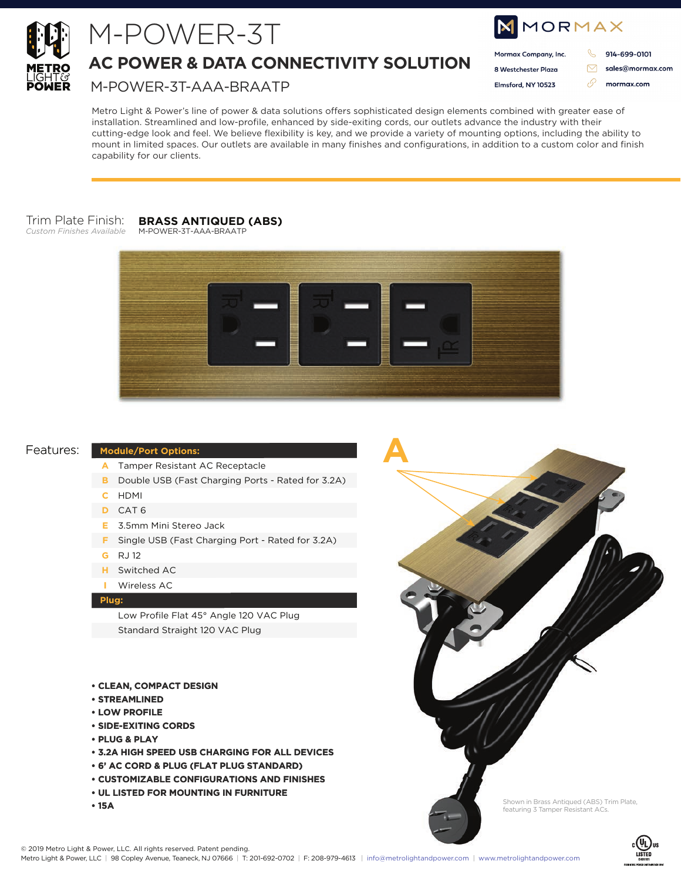# M-POWER-3T

## AC POWER & DATA CONNECTIVITY SOLUTION

M-POWER-3T-AAA-BRAATP

MORMAX

Mormax Company, Inc.
8 Westchester Plaza
Elmsford, NY 10523

914-699-0101
sales@mormax.com
mormax.com

Metro Light & Power's line of power & data solutions offers sophisticated design elements combined with greater ease of installation. Streamlined and low-profile, enhanced by side-exiting cords, our outlets advance the industry with their cutting-edge look and feel. We believe flexibility is key, and we provide a variety of mounting options, including the ability to mount in limited spaces. Our outlets are available in many finishes and configurations, in addition to a custom color and finish capability for our clients.

Trim Plate Finish: **BRASS ANTIQUED (ABS)**
*Custom Finishes Available*
M-POWER-3T-AAA-BRAATP

Features:

| Module/Port Options: | |
|---|---|
| A | Tamper Resistant AC Receptacle |
| B | Double USB (Fast Charging Ports - Rated for 3.2A) |
| C | HDMI |
| D | CAT 6 |
| E | 3.5mm Mini Stereo Jack |
| F | Single USB (Fast Charging Port - Rated for 3.2A) |
| G | RJ 12 |
| H | Switched AC |
| I | Wireless AC |
| **Plug:** | |
| | Low Profile Flat 45° Angle 120 VAC Plug |
| | Standard Straight 120 VAC Plug |

- **CLEAN, COMPACT DESIGN**
- **STREAMLINED**
- **LOW PROFILE**
- **SIDE-EXITING CORDS**
- **PLUG & PLAY**
- **3.2A HIGH SPEED USB CHARGING FOR ALL DEVICES**
- **6' AC CORD & PLUG (FLAT PLUG STANDARD)**
- **CUSTOMIZABLE CONFIGURATIONS AND FINISHES**
- **UL LISTED FOR MOUNTING IN FURNITURE**
- **15A**

A

Shown in Brass Antiqued (ABS) Trim Plate, featuring 3 Tamper Resistant ACs.

© 2019 Metro Light & Power, LLC. All rights reserved. Patent pending.
Metro Light & Power, LLC | 98 Copley Avenue, Teaneck, NJ 07666 | T: 201-692-0702 | F: 208-979-4613 | info@metrolightandpower.com | www.metrolightandpower.com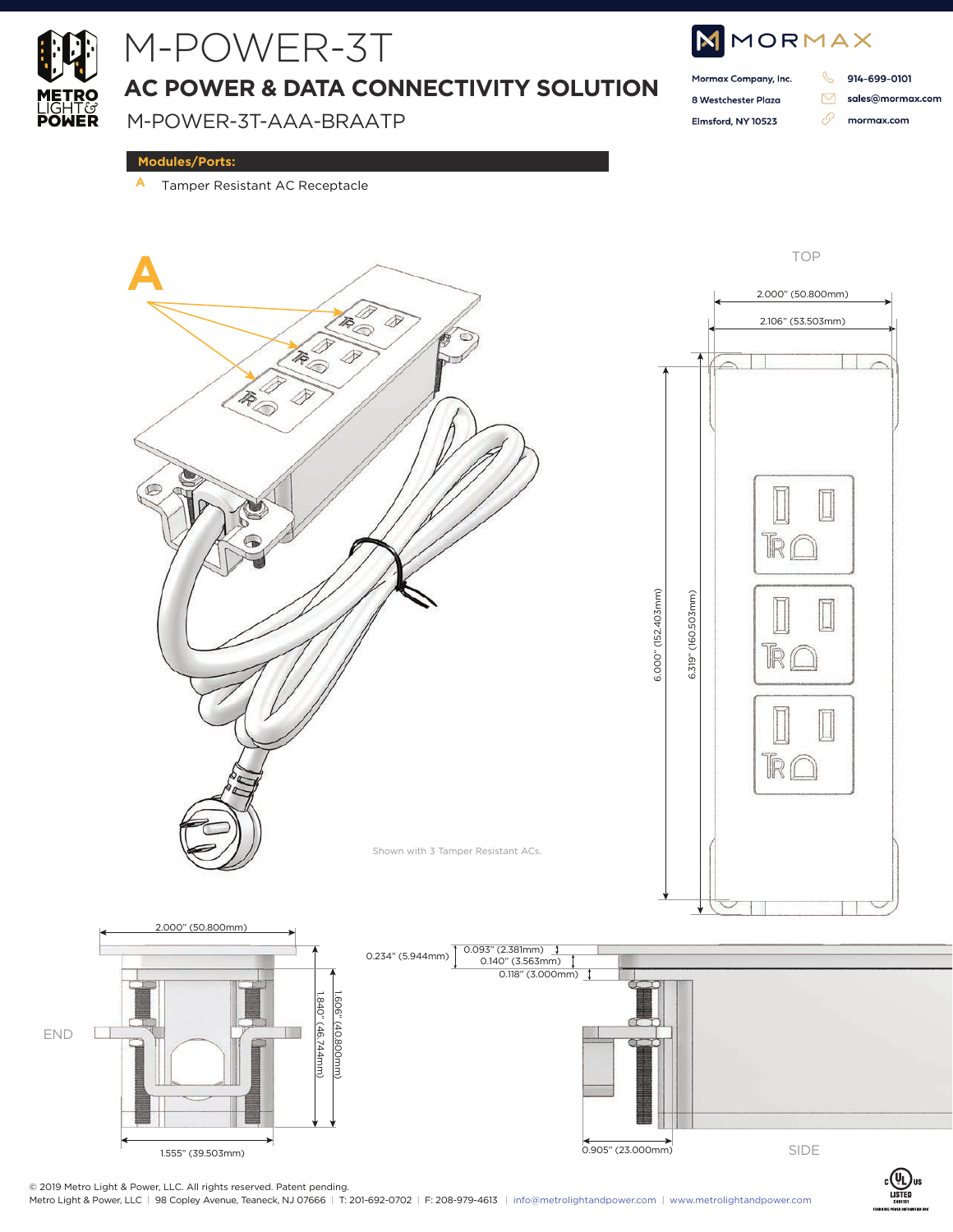# M-POWER-3T

## AC POWER & DATA CONNECTIVITY SOLUTION

M-POWER-3T-AAA-BRAATP

MORMAX

Mormax Company, Inc.
8 Westchester Plaza
Elmsford, NY 10523

914-699-0101
sales@mormax.com
mormax.com

**Modules/Ports:**

A Tamper Resistant AC Receptacle

A

Shown with 3 Tamper Resistant ACs.

TOP

2.000" (50.800mm)

2.106" (53.503mm)

6.000" (152.403mm)

6.319" (160.503mm)

END

2.000" (50.800mm)

1.840" (46.744mm)

1.606" (40.800mm)

1.555" (39.503mm)

SIDE

0.234" (5.944mm)

0.093" (2.381mm)

0.140" (3.563mm)

0.118" (3.000mm)

0.905" (23.000mm)

© 2019 Metro Light & Power, LLC. All rights reserved. Patent pending.
Metro Light & Power, LLC | 98 Copley Avenue, Teaneck, NJ 07666 | T: 201-692-0702 | F: 208-979-4613 | info@metrolightandpower.com | www.metrolightandpower.com